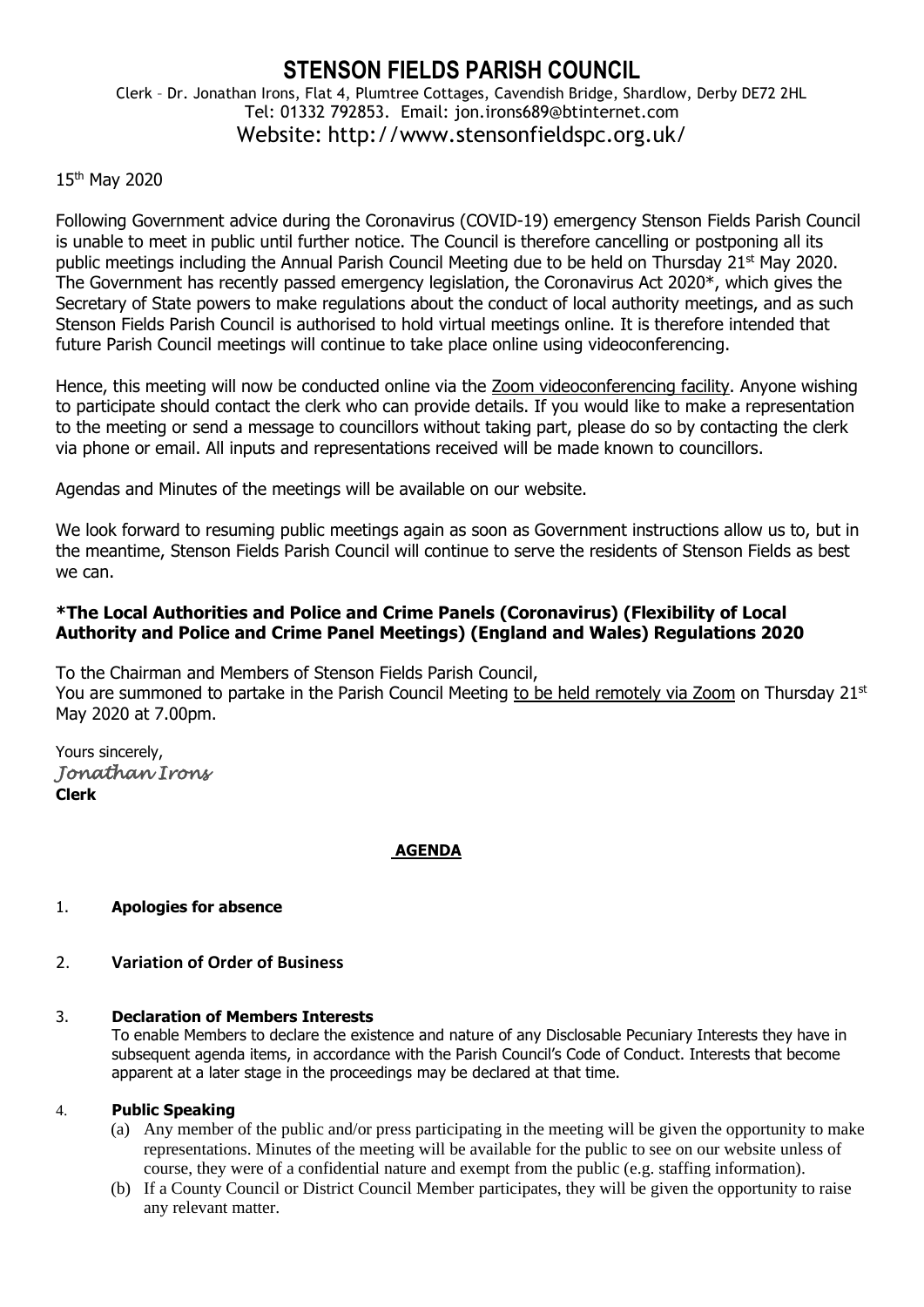# STENSON FIELDS PARISH COUNCIL

Clerk – Dr. Jonathan Irons, Flat 4, Plumtree Cottages, Cavendish Bridge, Shardlow, Derby DE72 2HL
Tel: 01332 792853. Email: jon.irons689@btinternet.com
Website: http://www.stensonfieldspc.org.uk/

15th May 2020

Following Government advice during the Coronavirus (COVID-19) emergency Stenson Fields Parish Council is unable to meet in public until further notice. The Council is therefore cancelling or postponing all its public meetings including the Annual Parish Council Meeting due to be held on Thursday 21st May 2020. The Government has recently passed emergency legislation, the Coronavirus Act 2020*, which gives the Secretary of State powers to make regulations about the conduct of local authority meetings, and as such Stenson Fields Parish Council is authorised to hold virtual meetings online. It is therefore intended that future Parish Council meetings will continue to take place online using videoconferencing.

Hence, this meeting will now be conducted online via the Zoom videoconferencing facility. Anyone wishing to participate should contact the clerk who can provide details. If you would like to make a representation to the meeting or send a message to councillors without taking part, please do so by contacting the clerk via phone or email. All inputs and representations received will be made known to councillors.

Agendas and Minutes of the meetings will be available on our website.

We look forward to resuming public meetings again as soon as Government instructions allow us to, but in the meantime, Stenson Fields Parish Council will continue to serve the residents of Stenson Fields as best we can.

**\*The Local Authorities and Police and Crime Panels (Coronavirus) (Flexibility of Local Authority and Police and Crime Panel Meetings) (England and Wales) Regulations 2020**

To the Chairman and Members of Stenson Fields Parish Council,
You are summoned to partake in the Parish Council Meeting to be held remotely via Zoom on Thursday 21st May 2020 at 7.00pm.

Yours sincerely,
*Jonathan Irons*
**Clerk**

## AGENDA

1. **Apologies for absence**

2. **Variation of Order of Business**

3. **Declaration of Members Interests**
   To enable Members to declare the existence and nature of any Disclosable Pecuniary Interests they have in subsequent agenda items, in accordance with the Parish Council's Code of Conduct. Interests that become apparent at a later stage in the proceedings may be declared at that time.

4. **Public Speaking**
   (a) Any member of the public and/or press participating in the meeting will be given the opportunity to make representations. Minutes of the meeting will be available for the public to see on our website unless of course, they were of a confidential nature and exempt from the public (e.g. staffing information).
   (b) If a County Council or District Council Member participates, they will be given the opportunity to raise any relevant matter.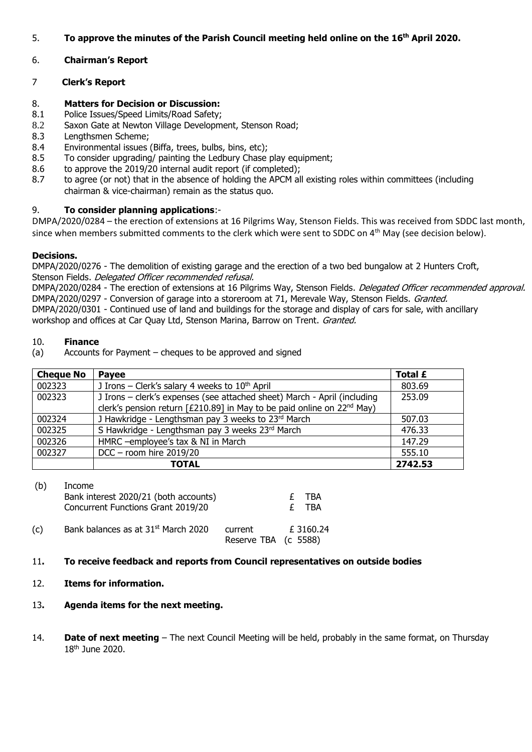5. **To approve the minutes of the Parish Council meeting held online on the 16th April 2020.**

6. **Chairman's Report**

7 **Clerk's Report**

8. **Matters for Decision or Discussion:**

8.1 Police Issues/Speed Limits/Road Safety;
8.2 Saxon Gate at Newton Village Development, Stenson Road;
8.3 Lengthsmen Scheme;
8.4 Environmental issues (Biffa, trees, bulbs, bins, etc);
8.5 To consider upgrading/ painting the Ledbury Chase play equipment;
8.6 to approve the 2019/20 internal audit report (if completed);
8.7 to agree (or not) that in the absence of holding the APCM all existing roles within committees (including chairman & vice-chairman) remain as the status quo.

9. **To consider planning applications**:-

DMPA/2020/0284 – the erection of extensions at 16 Pilgrims Way, Stenson Fields. This was received from SDDC last month, since when members submitted comments to the clerk which were sent to SDDC on 4th May (see decision below).

**Decisions.**

DMPA/2020/0276 - The demolition of existing garage and the erection of a two bed bungalow at 2 Hunters Croft, Stenson Fields. *Delegated Officer recommended refusal.*
DMPA/2020/0284 - The erection of extensions at 16 Pilgrims Way, Stenson Fields. *Delegated Officer recommended approval.*
DMPA/2020/0297 - Conversion of garage into a storeroom at 71, Merevale Way, Stenson Fields. *Granted.*
DMPA/2020/0301 - Continued use of land and buildings for the storage and display of cars for sale, with ancillary workshop and offices at Car Quay Ltd, Stenson Marina, Barrow on Trent. *Granted.*

10. **Finance**

(a) Accounts for Payment – cheques to be approved and signed

| Cheque No | Payee | Total £ |
|---|---|---|
| 002323 | J Irons – Clerk's salary 4 weeks to 10th April | 803.69 |
| 002323 | J Irons – clerk's expenses (see attached sheet) March - April (including clerk's pension return [£210.89] in May to be paid online on 22nd May) | 253.09 |
| 002324 | J Hawkridge - Lengthsman pay 3 weeks to 23rd March | 507.03 |
| 002325 | S Hawkridge - Lengthsman pay 3 weeks 23rd March | 476.33 |
| 002326 | HMRC –employee's tax & NI in March | 147.29 |
| 002327 | DCC – room hire 2019/20 | 555.10 |
| | **TOTAL** | **2742.53** |

(b) Income
Bank interest 2020/21 (both accounts) £ TBA
Concurrent Functions Grant 2019/20 £ TBA

(c) Bank balances as at 31st March 2020 current £ 3160.24
Reserve TBA (c 5588)

11. **To receive feedback and reports from Council representatives on outside bodies**

12. **Items for information.**

13. **Agenda items for the next meeting.**

14. **Date of next meeting** – The next Council Meeting will be held, probably in the same format, on Thursday 18th June 2020.